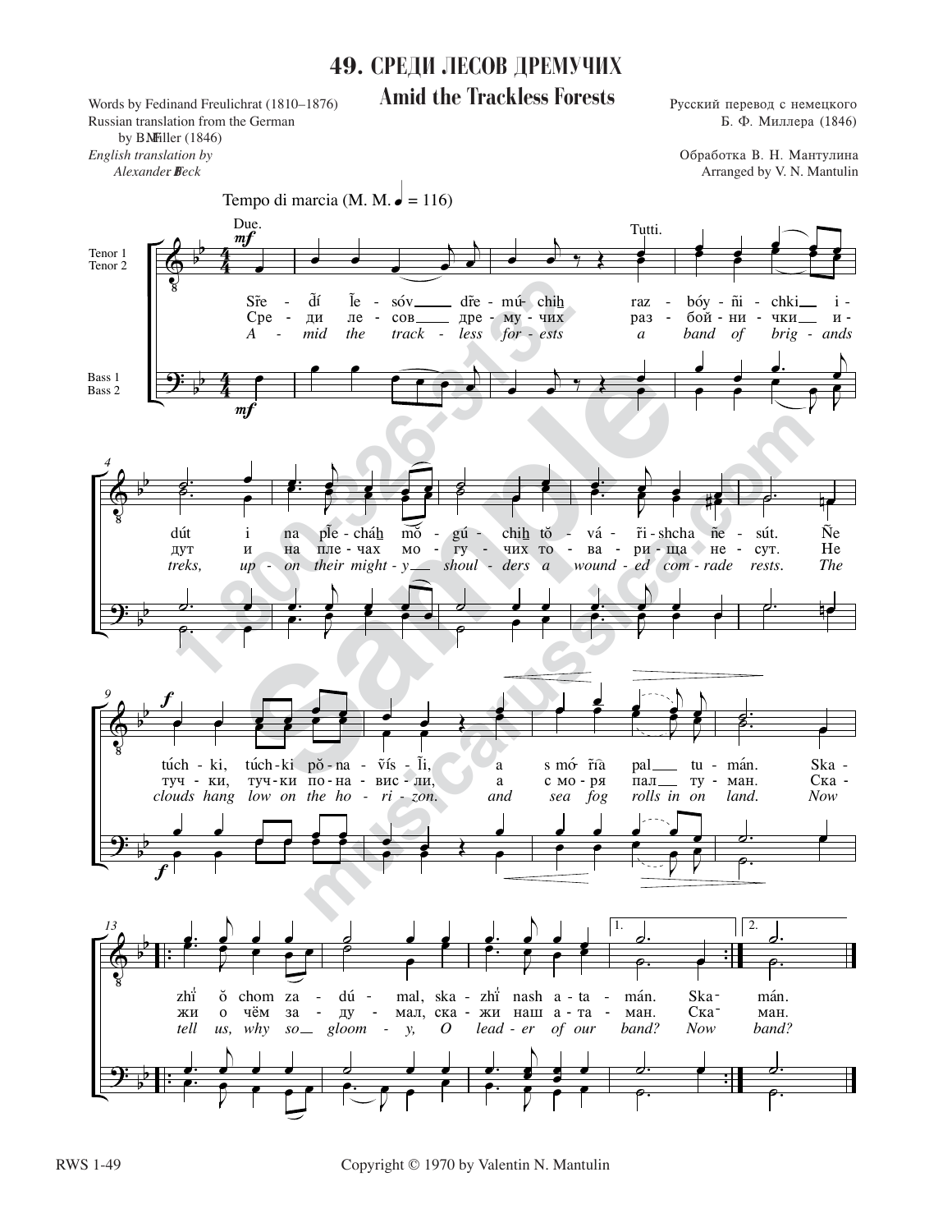# 49. СРЕДИ ЛЕСОВ ДРЕМУЧИХ

## Amid the Trackless Forests

Words by Fedinand Freulichrat (1810–1876)
Russian translation from the German
by B. F. Miller (1846)
*English translation by*
*Alexander T. Beck*

Русский перевод с немецкого
Б. Ф. Миллера (1846)

Обработка В. Н. Мантулина
Arranged by V. N. Mantulin

Tempo di marcia (M. M. ♩ = 116)

Tenor 1, Tenor 2 / Bass 1, Bass 2

Sr̃e - d̃í l̃e - sóv d̃re - mú - chih raz - bóy - ñi - chki i - dút i na pl̃e - cháh mŏ - gú - chih tŏ - vá - r̃i - shcha ñe - sút. Ñe túch - ki, túch - ki pŏ - na - v̄ís - l̃i, a s mó - r̃ia pal tu - mán. Ska - zhi ŏ chom za - dú - mal, ska - zhi nash a - ta - mán. Ska - mán.

Сре - ди ле - сов дре - му - чих раз - бой - ни - чки и - дут и на пле - чах мо - гу - чих то - ва - ри - ща не - сут. Не туч - ки, туч - ки по - на - вис - ли, а с мо - ря пал ту - ман. Ска - жи о чём за - ду - мал, ска - жи наш а - та - ман. Ска - ман.

*A - mid the track - less for - ests a band of brig - ands treks, up - on their might - y shoul - ders a wound - ed com - rade rests. The clouds hang low on the ho - ri - zon. and sea fog rolls in on land. Now tell us, why so gloom - y, O lead - er of our band? Now band?*

Copyright © 1970 by Valentin N. Mantulin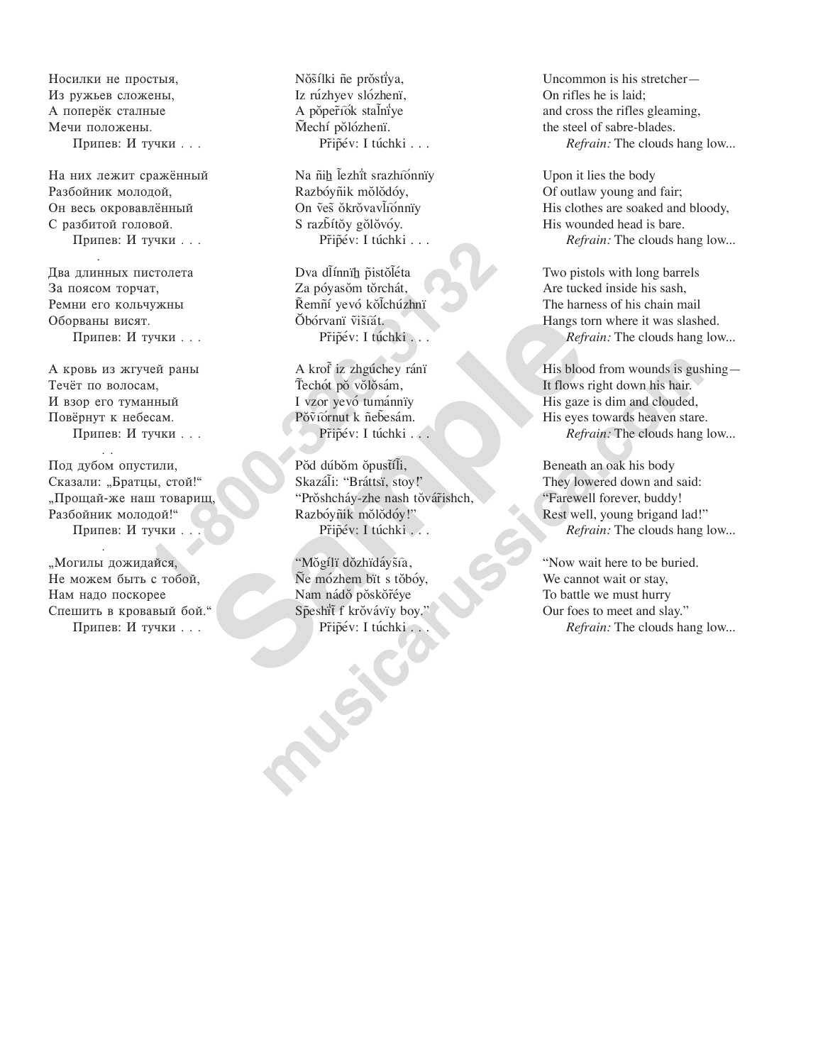Носилки не простыя,
Из ружьев сложены,
А поперёк сталные
Мечи положены.
Припев: И тучки . . .

На них лежит сражённый
Разбойник молодой,
Он весь окровавлённый
С разбитой головой.
Припев: И тучки . . .

Два длинных пистолета
За поясом торчат,
Ремни его кольчужны
Оборваны висят.
Припев: И тучки . . .

А кровь из жгучей раны
Течёт по волосам,
И взор его туманный
Повёрнут к небесам.
Припев: И тучки . . .

Под дубом опустили,
Сказали: „Братцы, стой!"
„Прощай-же наш товарищ,
Разбойник молодой!"
Припев: И тучки . . .

„Могилы дожидайся,
Не можем быть с тобой,
Нам надо поскорее
Спешить в кровавый бой."
Припев: И тучки . . .

Nŏšílki ñe prŏstíya,
Iz rúzhyev slózhenï,
A pŏperṍk stal̃nïye
M̃echí pŏlózhenï.
Přip̃év: I túchki . . .

Na ñiẖ l̃ezhít srazhṍnnïy
Razbóyñik mŏlŏdóy,
On ṽeš ŏkrŏvavl̃ṍnnïy
S razb̃ítŏy gŏlŏvóy.
Přip̃év: I túchki . . .

Dva dl̃ínnïẖ p̃istŏl̃éta
Za póyasŏm tŏrchát,
Řemñí yevó kŏl̃chúzhnï
Ŏbórvanï ṽiš̃át.
Přip̃év: I túchki . . .

A krŏf̃ iz zhgúchey ránï
T̃echót pŏ vŏlŏsám,
I vzor yevó tumánnïy
Pŏṽṍrnut k ñeb̃esám.
Přip̃év: I túchki . . .

Pŏd dúbŏm ŏpust̃íl̃i,
Skazál̃i: "Bráttsï, stoy!"
"Prŏshcháy-zhe nash tŏvár̃ishch,
Razbóyñik mŏlŏdóy!"
Přip̃év: I túchki . . .

"Mŏgílï dŏzhïdáyš̃a,
Ñe mózhem bït s tŏbóy,
Nam nádŏ pŏskŏr̃éye
Sp̃esh̃ít f krŏvávïy boy."
Přip̃év: I túchki . . .

Uncommon is his stretcher—
On rifles he is laid;
and cross the rifles gleaming,
the steel of sabre-blades.
*Refrain:* The clouds hang low...

Upon it lies the body
Of outlaw young and fair;
His clothes are soaked and bloody,
His wounded head is bare.
*Refrain:* The clouds hang low...

Two pistols with long barrels
Are tucked inside his sash,
The harness of his chain mail
Hangs torn where it was slashed.
*Refrain:* The clouds hang low...

His blood from wounds is gushing—
It flows right down his hair.
His gaze is dim and clouded,
His eyes towards heaven stare.
*Refrain:* The clouds hang low...

Beneath an oak his body
They lowered down and said:
"Farewell forever, buddy!
Rest well, young brigand lad!"
*Refrain:* The clouds hang low...

"Now wait here to be buried.
We cannot wait or stay,
To battle we must hurry
Our foes to meet and slay."
*Refrain:* The clouds hang low...